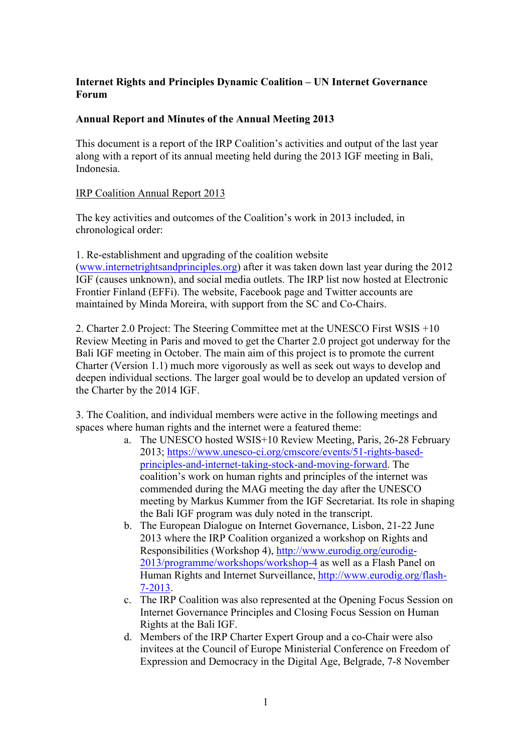**Internet Rights and Principles Dynamic Coalition – UN Internet Governance Forum**

**Annual Report and Minutes of the Annual Meeting 2013**

This document is a report of the IRP Coalition's activities and output of the last year along with a report of its annual meeting held during the 2013 IGF meeting in Bali, Indonesia.

IRP Coalition Annual Report 2013

The key activities and outcomes of the Coalition's work in 2013 included, in chronological order:

1. Re-establishment and upgrading of the coalition website (www.internetrightsandprinciples.org) after it was taken down last year during the 2012 IGF (causes unknown), and social media outlets. The IRP list now hosted at Electronic Frontier Finland (EFFi). The website, Facebook page and Twitter accounts are maintained by Minda Moreira, with support from the SC and Co-Chairs.

2. Charter 2.0 Project: The Steering Committee met at the UNESCO First WSIS +10 Review Meeting in Paris and moved to get the Charter 2.0 project got underway for the Bali IGF meeting in October. The main aim of this project is to promote the current Charter (Version 1.1) much more vigorously as well as seek out ways to develop and deepen individual sections. The larger goal would be to develop an updated version of the Charter by the 2014 IGF.

3. The Coalition, and individual members were active in the following meetings and spaces where human rights and the internet were a featured theme:
   a. The UNESCO hosted WSIS+10 Review Meeting, Paris, 26-28 February 2013; https://www.unesco-ci.org/cmscore/events/51-rights-based-principles-and-internet-taking-stock-and-moving-forward. The coalition's work on human rights and principles of the internet was commended during the MAG meeting the day after the UNESCO meeting by Markus Kummer from the IGF Secretariat. Its role in shaping the Bali IGF program was duly noted in the transcript.
   b. The European Dialogue on Internet Governance, Lisbon, 21-22 June 2013 where the IRP Coalition organized a workshop on Rights and Responsibilities (Workshop 4), http://www.eurodig.org/eurodig-2013/programme/workshops/workshop-4 as well as a Flash Panel on Human Rights and Internet Surveillance, http://www.eurodig.org/flash-7-2013.
   c. The IRP Coalition was also represented at the Opening Focus Session on Internet Governance Principles and Closing Focus Session on Human Rights at the Bali IGF.
   d. Members of the IRP Charter Expert Group and a co-Chair were also invitees at the Council of Europe Ministerial Conference on Freedom of Expression and Democracy in the Digital Age, Belgrade, 7-8 November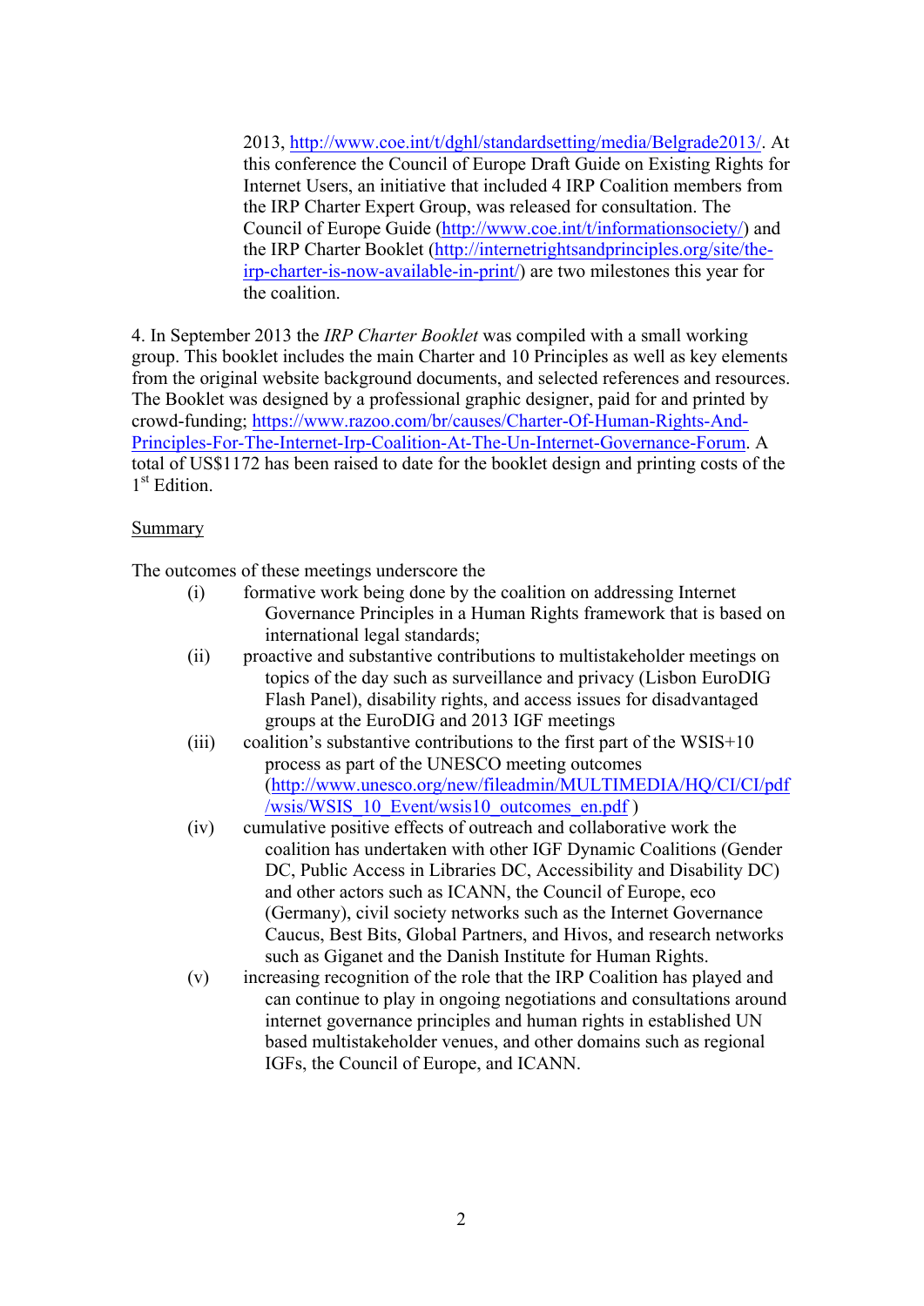2013, http://www.coe.int/t/dghl/standardsetting/media/Belgrade2013/. At this conference the Council of Europe Draft Guide on Existing Rights for Internet Users, an initiative that included 4 IRP Coalition members from the IRP Charter Expert Group, was released for consultation. The Council of Europe Guide (http://www.coe.int/t/informationsociety/) and the IRP Charter Booklet (http://internetrightsandprinciples.org/site/the-irp-charter-is-now-available-in-print/) are two milestones this year for the coalition.

4. In September 2013 the *IRP Charter Booklet* was compiled with a small working group. This booklet includes the main Charter and 10 Principles as well as key elements from the original website background documents, and selected references and resources. The Booklet was designed by a professional graphic designer, paid for and printed by crowd-funding; https://www.razoo.com/br/causes/Charter-Of-Human-Rights-And-Principles-For-The-Internet-Irp-Coalition-At-The-Un-Internet-Governance-Forum. A total of US$1172 has been raised to date for the booklet design and printing costs of the 1st Edition.

<u>Summary</u>

The outcomes of these meetings underscore the

(i) formative work being done by the coalition on addressing Internet Governance Principles in a Human Rights framework that is based on international legal standards;

(ii) proactive and substantive contributions to multistakeholder meetings on topics of the day such as surveillance and privacy (Lisbon EuroDIG Flash Panel), disability rights, and access issues for disadvantaged groups at the EuroDIG and 2013 IGF meetings

(iii) coalition's substantive contributions to the first part of the WSIS+10 process as part of the UNESCO meeting outcomes (http://www.unesco.org/new/fileadmin/MULTIMEDIA/HQ/CI/CI/pdf/wsis/WSIS_10_Event/wsis10_outcomes_en.pdf )

(iv) cumulative positive effects of outreach and collaborative work the coalition has undertaken with other IGF Dynamic Coalitions (Gender DC, Public Access in Libraries DC, Accessibility and Disability DC) and other actors such as ICANN, the Council of Europe, eco (Germany), civil society networks such as the Internet Governance Caucus, Best Bits, Global Partners, and Hivos, and research networks such as Giganet and the Danish Institute for Human Rights.

(v) increasing recognition of the role that the IRP Coalition has played and can continue to play in ongoing negotiations and consultations around internet governance principles and human rights in established UN based multistakeholder venues, and other domains such as regional IGFs, the Council of Europe, and ICANN.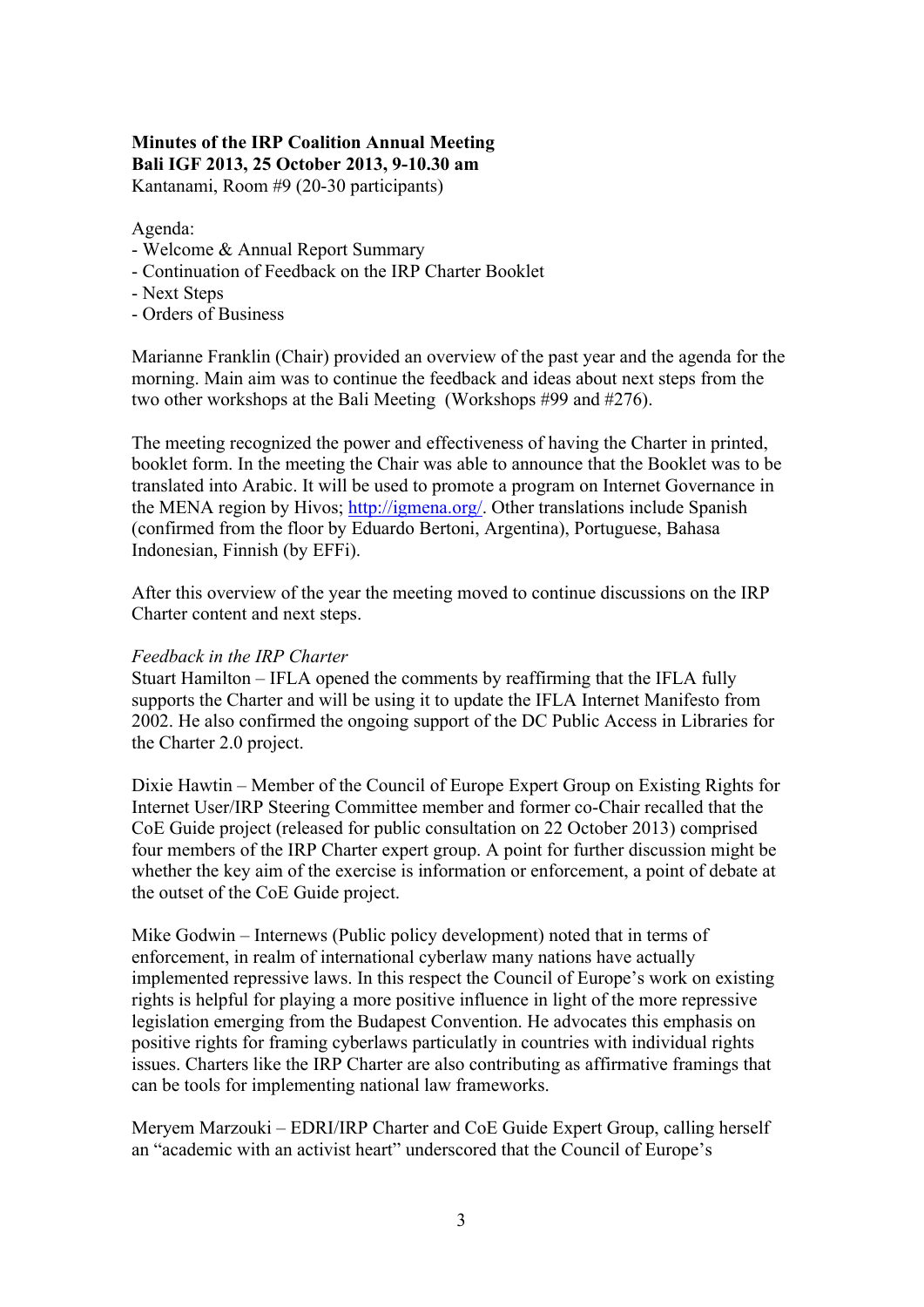**Minutes of the IRP Coalition Annual Meeting**
**Bali IGF 2013, 25 October 2013, 9-10.30 am**
Kantanami, Room #9 (20-30 participants)

Agenda:
- Welcome & Annual Report Summary
- Continuation of Feedback on the IRP Charter Booklet
- Next Steps
- Orders of Business

Marianne Franklin (Chair) provided an overview of the past year and the agenda for the morning. Main aim was to continue the feedback and ideas about next steps from the two other workshops at the Bali Meeting (Workshops #99 and #276).

The meeting recognized the power and effectiveness of having the Charter in printed, booklet form. In the meeting the Chair was able to announce that the Booklet was to be translated into Arabic. It will be used to promote a program on Internet Governance in the MENA region by Hivos; [http://igmena.org/](http://igmena.org/). Other translations include Spanish (confirmed from the floor by Eduardo Bertoni, Argentina), Portuguese, Bahasa Indonesian, Finnish (by EFFi).

After this overview of the year the meeting moved to continue discussions on the IRP Charter content and next steps.

*Feedback in the IRP Charter*

Stuart Hamilton – IFLA opened the comments by reaffirming that the IFLA fully supports the Charter and will be using it to update the IFLA Internet Manifesto from 2002. He also confirmed the ongoing support of the DC Public Access in Libraries for the Charter 2.0 project.

Dixie Hawtin – Member of the Council of Europe Expert Group on Existing Rights for Internet User/IRP Steering Committee member and former co-Chair recalled that the CoE Guide project (released for public consultation on 22 October 2013) comprised four members of the IRP Charter expert group. A point for further discussion might be whether the key aim of the exercise is information or enforcement, a point of debate at the outset of the CoE Guide project.

Mike Godwin – Internews (Public policy development) noted that in terms of enforcement, in realm of international cyberlaw many nations have actually implemented repressive laws. In this respect the Council of Europe's work on existing rights is helpful for playing a more positive influence in light of the more repressive legislation emerging from the Budapest Convention. He advocates this emphasis on positive rights for framing cyberlaws particulatly in countries with individual rights issues. Charters like the IRP Charter are also contributing as affirmative framings that can be tools for implementing national law frameworks.

Meryem Marzouki – EDRI/IRP Charter and CoE Guide Expert Group, calling herself an "academic with an activist heart" underscored that the Council of Europe's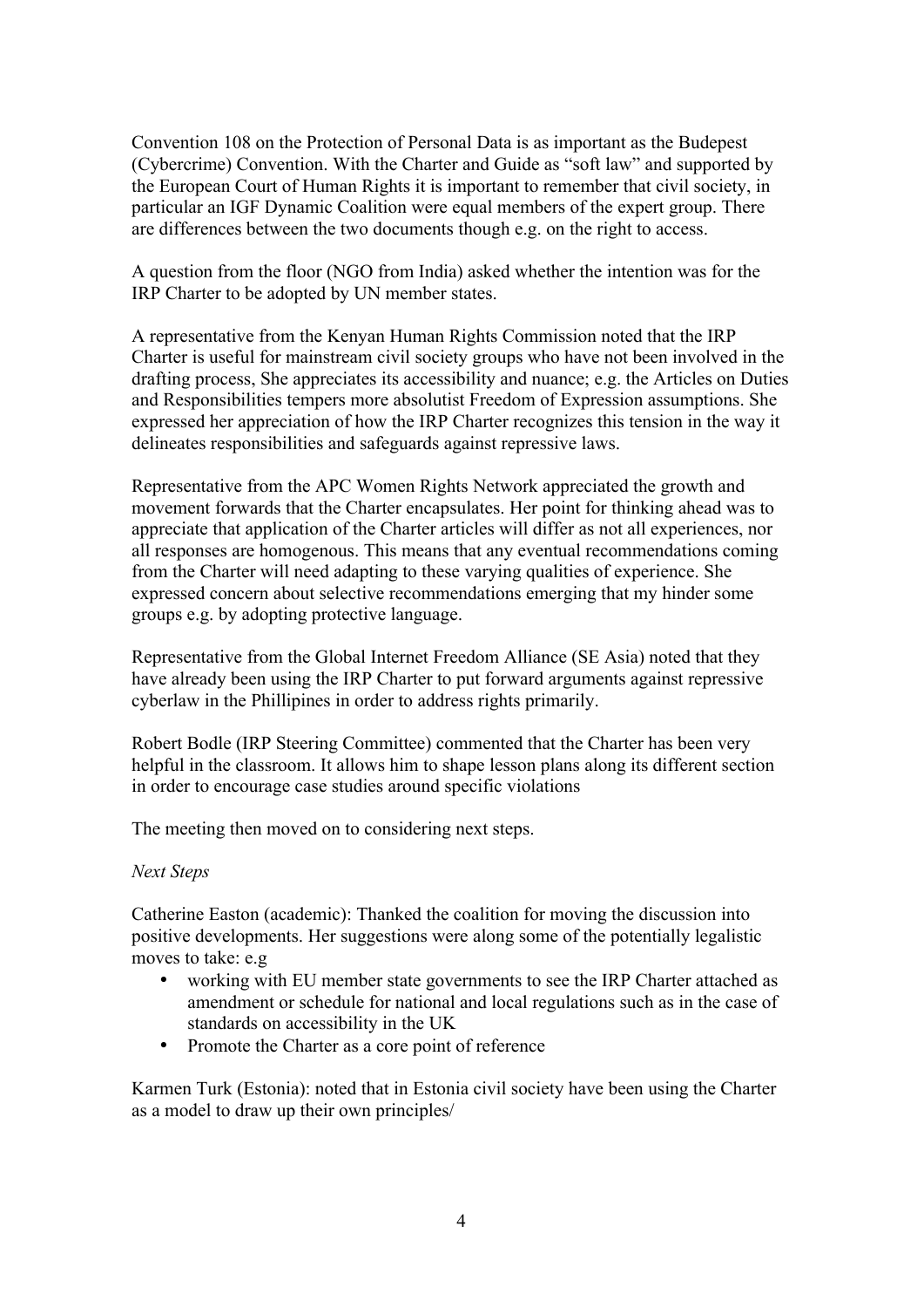Convention 108 on the Protection of Personal Data is as important as the Budepest (Cybercrime) Convention. With the Charter and Guide as "soft law" and supported by the European Court of Human Rights it is important to remember that civil society, in particular an IGF Dynamic Coalition were equal members of the expert group. There are differences between the two documents though e.g. on the right to access.

A question from the floor (NGO from India) asked whether the intention was for the IRP Charter to be adopted by UN member states.

A representative from the Kenyan Human Rights Commission noted that the IRP Charter is useful for mainstream civil society groups who have not been involved in the drafting process, She appreciates its accessibility and nuance; e.g. the Articles on Duties and Responsibilities tempers more absolutist Freedom of Expression assumptions. She expressed her appreciation of how the IRP Charter recognizes this tension in the way it delineates responsibilities and safeguards against repressive laws.

Representative from the APC Women Rights Network appreciated the growth and movement forwards that the Charter encapsulates. Her point for thinking ahead was to appreciate that application of the Charter articles will differ as not all experiences, nor all responses are homogenous. This means that any eventual recommendations coming from the Charter will need adapting to these varying qualities of experience. She expressed concern about selective recommendations emerging that my hinder some groups e.g. by adopting protective language.

Representative from the Global Internet Freedom Alliance (SE Asia) noted that they have already been using the IRP Charter to put forward arguments against repressive cyberlaw in the Phillipines in order to address rights primarily.

Robert Bodle (IRP Steering Committee) commented that the Charter has been very helpful in the classroom. It allows him to shape lesson plans along its different section in order to encourage case studies around specific violations

The meeting then moved on to considering next steps.

*Next Steps*

Catherine Easton (academic): Thanked the coalition for moving the discussion into positive developments. Her suggestions were along some of the potentially legalistic moves to take: e.g

- working with EU member state governments to see the IRP Charter attached as amendment or schedule for national and local regulations such as in the case of standards on accessibility in the UK
- Promote the Charter as a core point of reference

Karmen Turk (Estonia): noted that in Estonia civil society have been using the Charter as a model to draw up their own principles/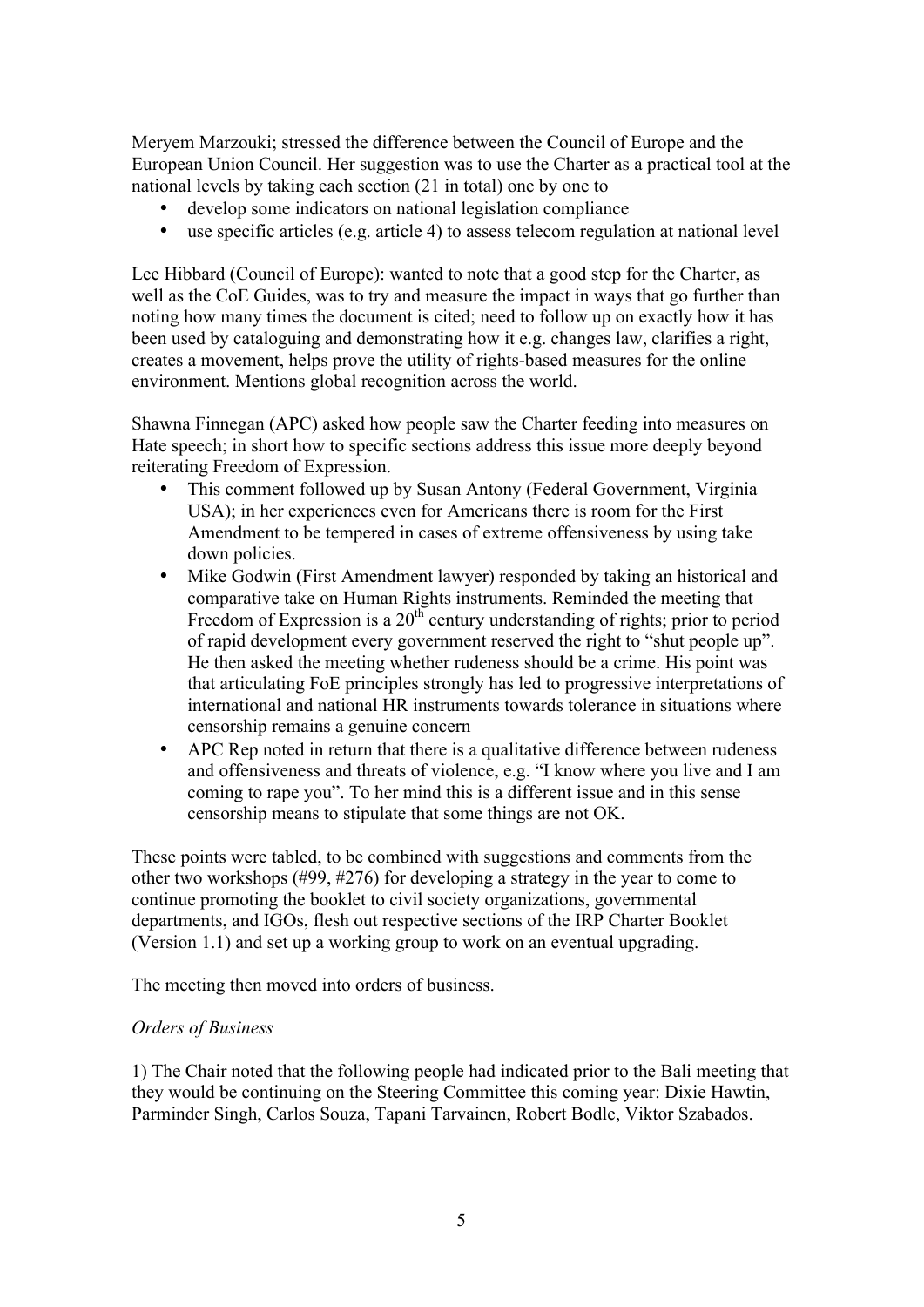Meryem Marzouki; stressed the difference between the Council of Europe and the European Union Council. Her suggestion was to use the Charter as a practical tool at the national levels by taking each section (21 in total) one by one to

- develop some indicators on national legislation compliance
- use specific articles (e.g. article 4) to assess telecom regulation at national level

Lee Hibbard (Council of Europe): wanted to note that a good step for the Charter, as well as the CoE Guides, was to try and measure the impact in ways that go further than noting how many times the document is cited; need to follow up on exactly how it has been used by cataloguing and demonstrating how it e.g. changes law, clarifies a right, creates a movement, helps prove the utility of rights-based measures for the online environment. Mentions global recognition across the world.

Shawna Finnegan (APC) asked how people saw the Charter feeding into measures on Hate speech; in short how to specific sections address this issue more deeply beyond reiterating Freedom of Expression.

- This comment followed up by Susan Antony (Federal Government, Virginia USA); in her experiences even for Americans there is room for the First Amendment to be tempered in cases of extreme offensiveness by using take down policies.
- Mike Godwin (First Amendment lawyer) responded by taking an historical and comparative take on Human Rights instruments. Reminded the meeting that Freedom of Expression is a 20th century understanding of rights; prior to period of rapid development every government reserved the right to "shut people up". He then asked the meeting whether rudeness should be a crime. His point was that articulating FoE principles strongly has led to progressive interpretations of international and national HR instruments towards tolerance in situations where censorship remains a genuine concern
- APC Rep noted in return that there is a qualitative difference between rudeness and offensiveness and threats of violence, e.g. "I know where you live and I am coming to rape you". To her mind this is a different issue and in this sense censorship means to stipulate that some things are not OK.

These points were tabled, to be combined with suggestions and comments from the other two workshops (#99, #276) for developing a strategy in the year to come to continue promoting the booklet to civil society organizations, governmental departments, and IGOs, flesh out respective sections of the IRP Charter Booklet (Version 1.1) and set up a working group to work on an eventual upgrading.

The meeting then moved into orders of business.

*Orders of Business*

1) The Chair noted that the following people had indicated prior to the Bali meeting that they would be continuing on the Steering Committee this coming year: Dixie Hawtin, Parminder Singh, Carlos Souza, Tapani Tarvainen, Robert Bodle, Viktor Szabados.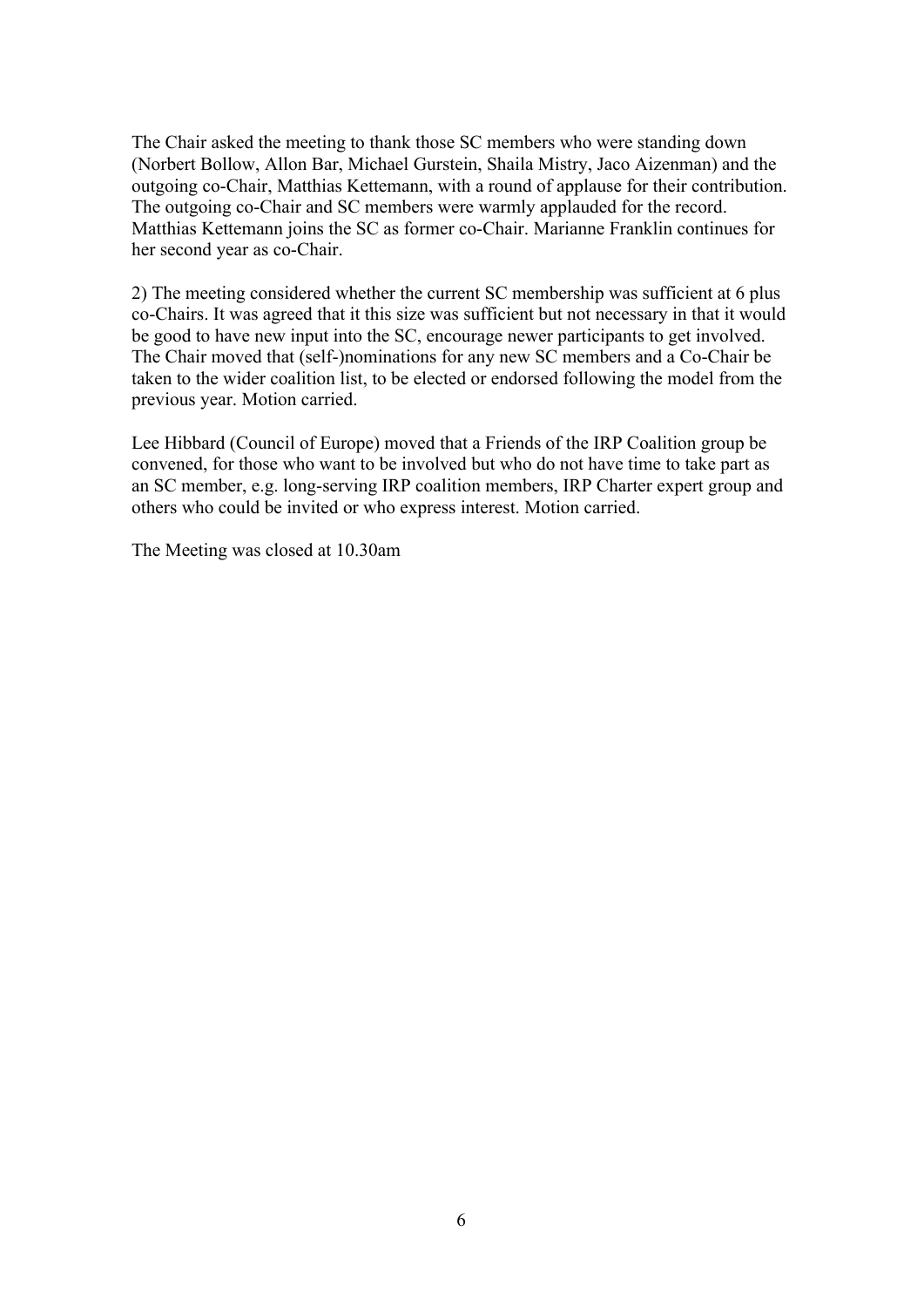The Chair asked the meeting to thank those SC members who were standing down (Norbert Bollow, Allon Bar, Michael Gurstein, Shaila Mistry, Jaco Aizenman) and the outgoing co-Chair, Matthias Kettemann, with a round of applause for their contribution. The outgoing co-Chair and SC members were warmly applauded for the record. Matthias Kettemann joins the SC as former co-Chair. Marianne Franklin continues for her second year as co-Chair.

2) The meeting considered whether the current SC membership was sufficient at 6 plus co-Chairs. It was agreed that it this size was sufficient but not necessary in that it would be good to have new input into the SC, encourage newer participants to get involved. The Chair moved that (self-)nominations for any new SC members and a Co-Chair be taken to the wider coalition list, to be elected or endorsed following the model from the previous year. Motion carried.

Lee Hibbard (Council of Europe) moved that a Friends of the IRP Coalition group be convened, for those who want to be involved but who do not have time to take part as an SC member, e.g. long-serving IRP coalition members, IRP Charter expert group and others who could be invited or who express interest. Motion carried.

The Meeting was closed at 10.30am